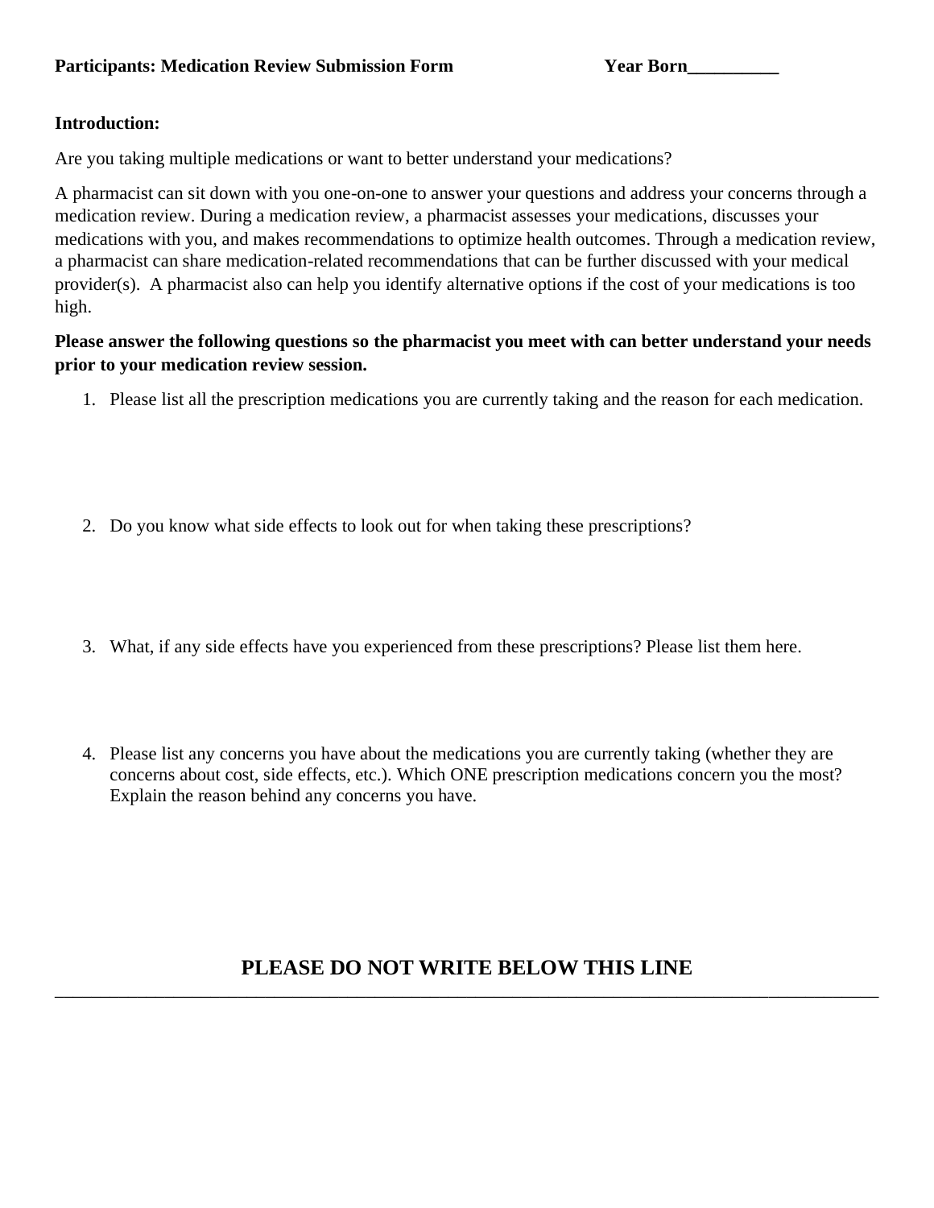**Participants: Medication Review Submission Form** **Year Born__________**

**Introduction:**

Are you taking multiple medications or want to better understand your medications?

A pharmacist can sit down with you one-on-one to answer your questions and address your concerns through a medication review. During a medication review, a pharmacist assesses your medications, discusses your medications with you, and makes recommendations to optimize health outcomes. Through a medication review, a pharmacist can share medication-related recommendations that can be further discussed with your medical provider(s). A pharmacist also can help you identify alternative options if the cost of your medications is too high.

**Please answer the following questions so the pharmacist you meet with can better understand your needs prior to your medication review session.**

1. Please list all the prescription medications you are currently taking and the reason for each medication.

2. Do you know what side effects to look out for when taking these prescriptions?

3. What, if any side effects have you experienced from these prescriptions? Please list them here.

4. Please list any concerns you have about the medications you are currently taking (whether they are concerns about cost, side effects, etc.). Which ONE prescription medications concern you the most? Explain the reason behind any concerns you have.

**PLEASE DO NOT WRITE BELOW THIS LINE**

---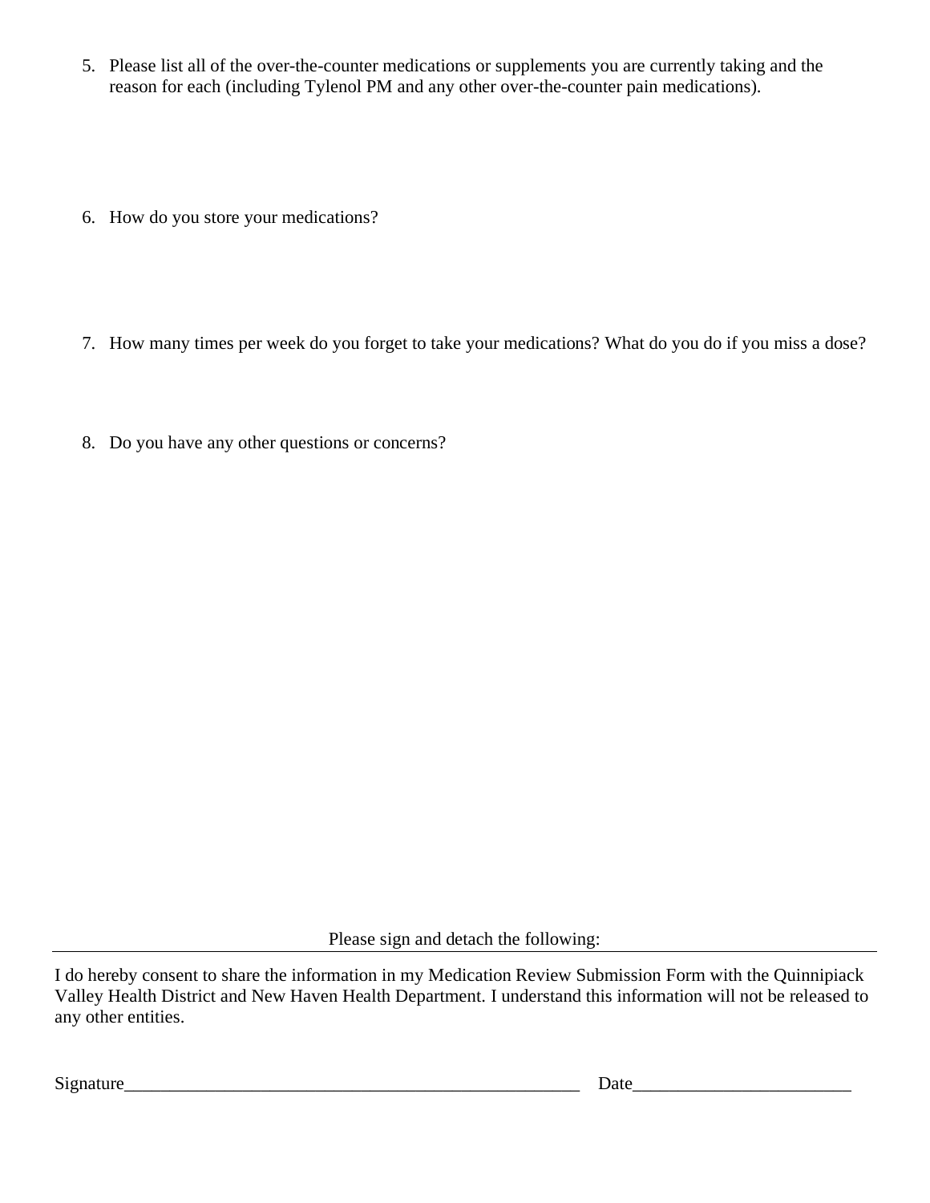5. Please list all of the over-the-counter medications or supplements you are currently taking and the reason for each (including Tylenol PM and any other over-the-counter pain medications).

6. How do you store your medications?

7. How many times per week do you forget to take your medications? What do you do if you miss a dose?

8. Do you have any other questions or concerns?

Please sign and detach the following:

---

I do hereby consent to share the information in my Medication Review Submission Form with the Quinnipiack Valley Health District and New Haven Health Department. I understand this information will not be released to any other entities.

Signature_____________________________________________________ Date________________________